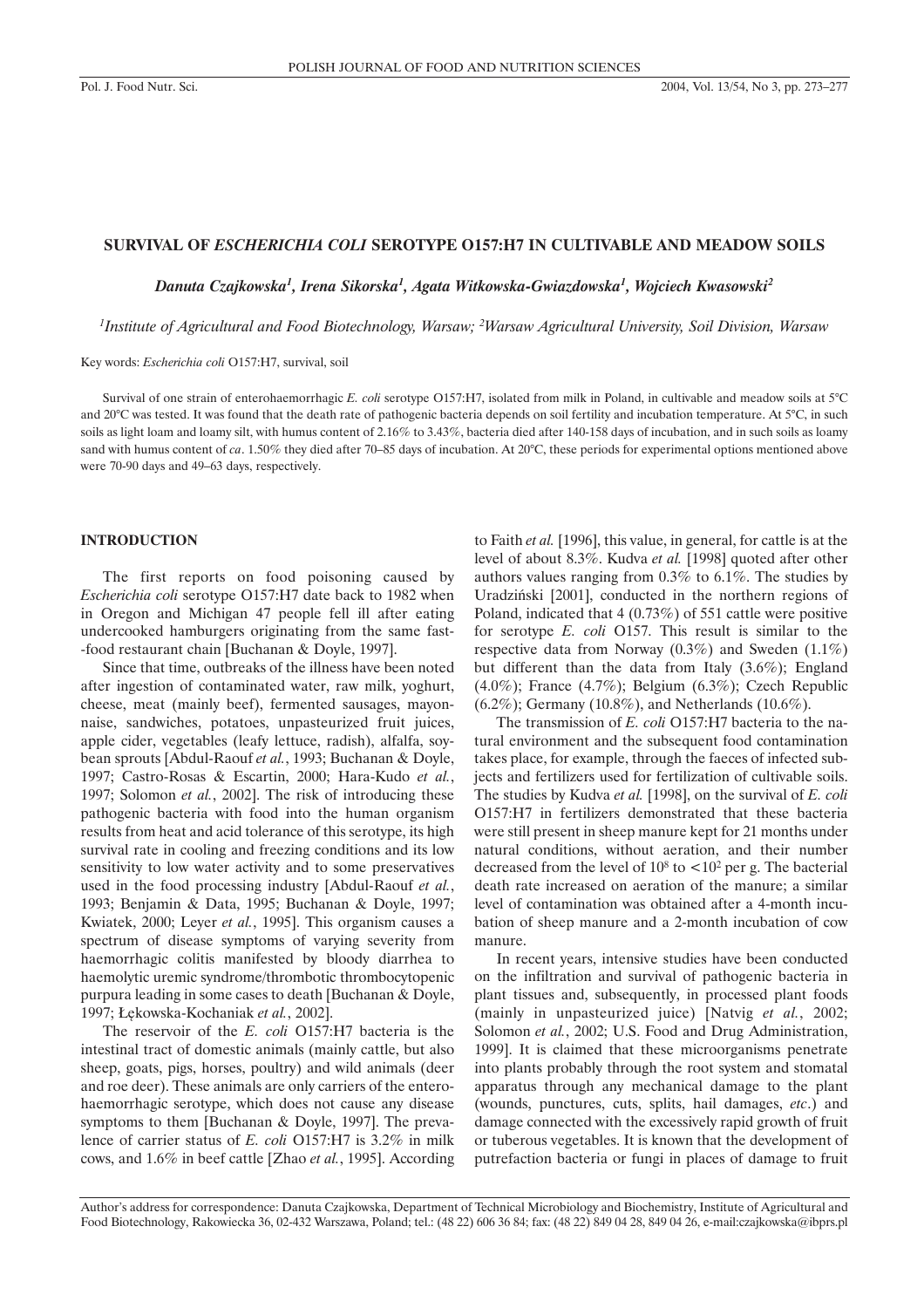# SURVIVAL OF *ESCHERICHIA COLI* SEROTYPE O157:H7 IN CULTIVABLE AND MEADOW SOILS

***Danuta Czajkowska[1], Irena Sikorska[1], Agata Witkowska-Gwiazdowska[1], Wojciech Kwasowski[2]***

*[1]Institute of Agricultural and Food Biotechnology, Warsaw; [2]Warsaw Agricultural University, Soil Division, Warsaw*

Key words: *Escherichia coli* O157:H7, survival, soil

Survival of one strain of enterohaemorrhagic *E. coli* serotype O157:H7, isolated from milk in Poland, in cultivable and meadow soils at 5°C and 20°C was tested. It was found that the death rate of pathogenic bacteria depends on soil fertility and incubation temperature. At 5°C, in such soils as light loam and loamy silt, with humus content of 2.16% to 3.43%, bacteria died after 140-158 days of incubation, and in such soils as loamy sand with humus content of *ca*. 1.50% they died after 70–85 days of incubation. At 20°C, these periods for experimental options mentioned above were 70-90 days and 49–63 days, respectively.

## INTRODUCTION

The first reports on food poisoning caused by *Escherichia coli* serotype O157:H7 date back to 1982 when in Oregon and Michigan 47 people fell ill after eating undercooked hamburgers originating from the same fast-food restaurant chain [Buchanan & Doyle, 1997].

Since that time, outbreaks of the illness have been noted after ingestion of contaminated water, raw milk, yoghurt, cheese, meat (mainly beef), fermented sausages, mayonnaise, sandwiches, potatoes, unpasteurized fruit juices, apple cider, vegetables (leafy lettuce, radish), alfalfa, soybean sprouts [Abdul-Raouf *et al.*, 1993; Buchanan & Doyle, 1997; Castro-Rosas & Escartin, 2000; Hara-Kudo *et al.*, 1997; Solomon *et al.*, 2002]. The risk of introducing these pathogenic bacteria with food into the human organism results from heat and acid tolerance of this serotype, its high survival rate in cooling and freezing conditions and its low sensitivity to low water activity and to some preservatives used in the food processing industry [Abdul-Raouf *et al.*, 1993; Benjamin & Data, 1995; Buchanan & Doyle, 1997; Kwiatek, 2000; Leyer *et al.*, 1995]. This organism causes a spectrum of disease symptoms of varying severity from haemorrhagic colitis manifested by bloody diarrhea to haemolytic uremic syndrome/thrombotic thrombocytopenic purpura leading in some cases to death [Buchanan & Doyle, 1997; Łękowska-Kochaniak *et al.*, 2002].

The reservoir of the *E. coli* O157:H7 bacteria is the intestinal tract of domestic animals (mainly cattle, but also sheep, goats, pigs, horses, poultry) and wild animals (deer and roe deer). These animals are only carriers of the enterohaemorrhagic serotype, which does not cause any disease symptoms to them [Buchanan & Doyle, 1997]. The prevalence of carrier status of *E. coli* O157:H7 is 3.2% in milk cows, and 1.6% in beef cattle [Zhao *et al.*, 1995]. According to Faith *et al.* [1996], this value, in general, for cattle is at the level of about 8.3%. Kudva *et al.* [1998] quoted after other authors values ranging from 0.3% to 6.1%. The studies by Uradziński [2001], conducted in the northern regions of Poland, indicated that 4 (0.73%) of 551 cattle were positive for serotype *E. coli* O157. This result is similar to the respective data from Norway (0.3%) and Sweden (1.1%) but different than the data from Italy (3.6%); England (4.0%); France (4.7%); Belgium (6.3%); Czech Republic (6.2%); Germany (10.8%), and Netherlands (10.6%).

The transmission of *E. coli* O157:H7 bacteria to the natural environment and the subsequent food contamination takes place, for example, through the faeces of infected subjects and fertilizers used for fertilization of cultivable soils. The studies by Kudva *et al.* [1998], on the survival of *E. coli* O157:H7 in fertilizers demonstrated that these bacteria were still present in sheep manure kept for 21 months under natural conditions, without aeration, and their number decreased from the level of $10^8$ to $<10^2$ per g. The bacterial death rate increased on aeration of the manure; a similar level of contamination was obtained after a 4-month incubation of sheep manure and a 2-month incubation of cow manure.

In recent years, intensive studies have been conducted on the infiltration and survival of pathogenic bacteria in plant tissues and, subsequently, in processed plant foods (mainly in unpasteurized juice) [Natvig *et al.*, 2002; Solomon *et al.*, 2002; U.S. Food and Drug Administration, 1999]. It is claimed that these microorganisms penetrate into plants probably through the root system and stomatal apparatus through any mechanical damage to the plant (wounds, punctures, cuts, splits, hail damages, *etc.*) and damage connected with the excessively rapid growth of fruit or tuberous vegetables. It is known that the development of putrefaction bacteria or fungi in places of damage to fruit

Author's address for correspondence: Danuta Czajkowska, Department of Technical Microbiology and Biochemistry, Institute of Agricultural and Food Biotechnology, Rakowiecka 36, 02-432 Warszawa, Poland; tel.: (48 22) 606 36 84; fax: (48 22) 849 04 28, 849 04 26, e-mail:czajkowska@ibprs.pl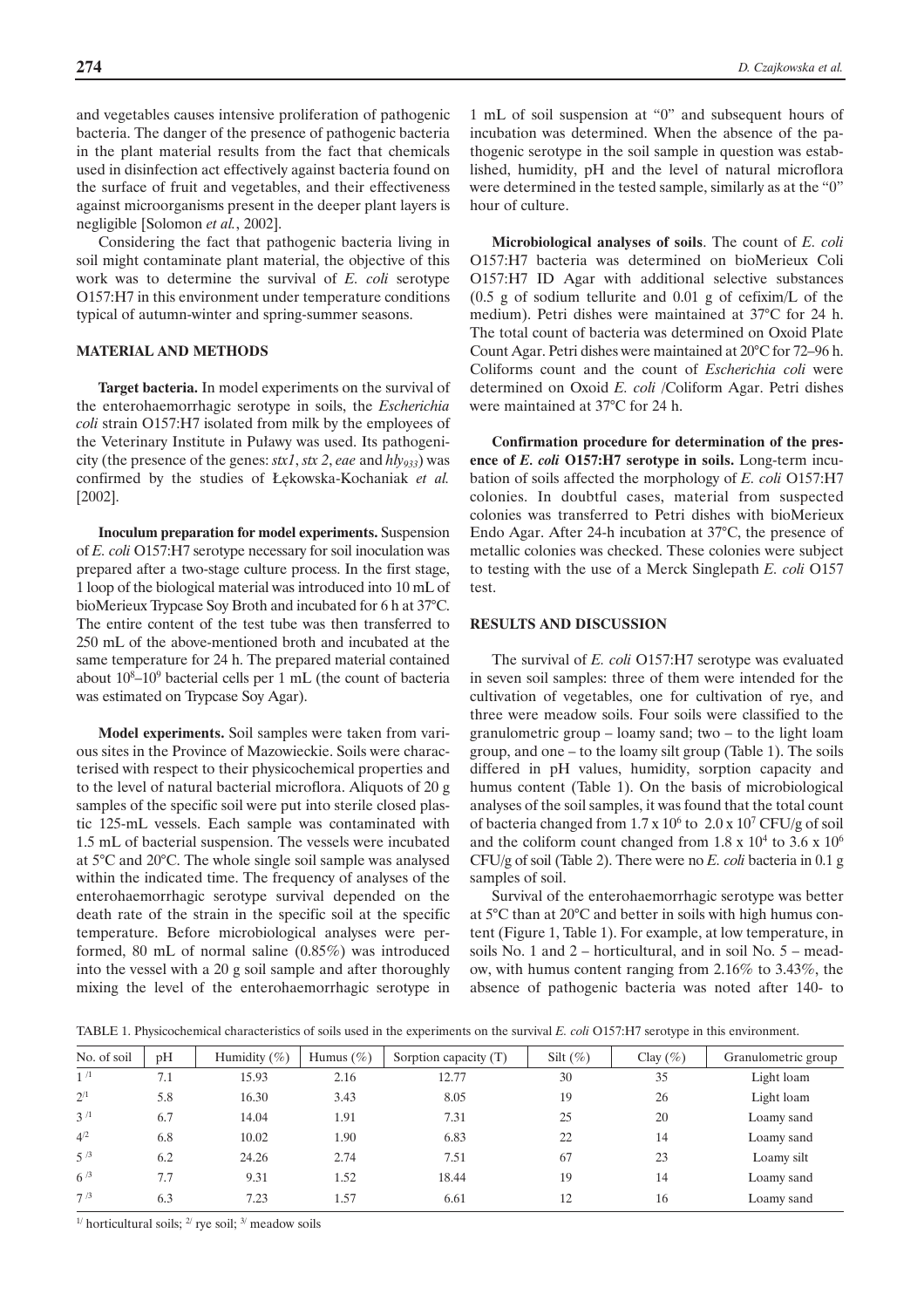and vegetables causes intensive proliferation of pathogenic bacteria. The danger of the presence of pathogenic bacteria in the plant material results from the fact that chemicals used in disinfection act effectively against bacteria found on the surface of fruit and vegetables, and their effectiveness against microorganisms present in the deeper plant layers is negligible [Solomon *et al.*, 2002].

Considering the fact that pathogenic bacteria living in soil might contaminate plant material, the objective of this work was to determine the survival of *E. coli* serotype O157:H7 in this environment under temperature conditions typical of autumn-winter and spring-summer seasons.

## MATERIAL AND METHODS

**Target bacteria.** In model experiments on the survival of the enterohaemorrhagic serotype in soils, the *Escherichia coli* strain O157:H7 isolated from milk by the employees of the Veterinary Institute in Puławy was used. Its pathogenicity (the presence of the genes: *stx1*, *stx 2*, *eae* and $hly_{933}$) was confirmed by the studies of Łękowska-Kochaniak *et al.* [2002].

**Inoculum preparation for model experiments.** Suspension of *E. coli* O157:H7 serotype necessary for soil inoculation was prepared after a two-stage culture process. In the first stage, 1 loop of the biological material was introduced into 10 mL of bioMerieux Trypcase Soy Broth and incubated for 6 h at 37°C. The entire content of the test tube was then transferred to 250 mL of the above-mentioned broth and incubated at the same temperature for 24 h. The prepared material contained about $10^8$–$10^9$ bacterial cells per 1 mL (the count of bacteria was estimated on Trypcase Soy Agar).

**Model experiments.** Soil samples were taken from various sites in the Province of Mazowieckie. Soils were characterised with respect to their physicochemical properties and to the level of natural bacterial microflora. Aliquots of 20 g samples of the specific soil were put into sterile closed plastic 125-mL vessels. Each sample was contaminated with 1.5 mL of bacterial suspension. The vessels were incubated at 5°C and 20°C. The whole single soil sample was analysed within the indicated time. The frequency of analyses of the enterohaemorrhagic serotype survival depended on the death rate of the strain in the specific soil at the specific temperature. Before microbiological analyses were performed, 80 mL of normal saline (0.85%) was introduced into the vessel with a 20 g soil sample and after thoroughly mixing the level of the enterohaemorrhagic serotype in 1 mL of soil suspension at "0" and subsequent hours of incubation was determined. When the absence of the pathogenic serotype in the soil sample in question was established, humidity, pH and the level of natural microflora were determined in the tested sample, similarly as at the "0" hour of culture.

**Microbiological analyses of soils**. The count of *E. coli* O157:H7 bacteria was determined on bioMerieux Coli O157:H7 ID Agar with additional selective substances (0.5 g of sodium tellurite and 0.01 g of cefixim/L of the medium). Petri dishes were maintained at 37°C for 24 h. The total count of bacteria was determined on Oxoid Plate Count Agar. Petri dishes were maintained at 20°C for 72–96 h. Coliforms count and the count of *Escherichia coli* were determined on Oxoid *E. coli* /Coliform Agar. Petri dishes were maintained at 37°C for 24 h.

**Confirmation procedure for determination of the presence of *E. coli* O157:H7 serotype in soils.** Long-term incubation of soils affected the morphology of *E. coli* O157:H7 colonies. In doubtful cases, material from suspected colonies was transferred to Petri dishes with bioMerieux Endo Agar. After 24-h incubation at 37°C, the presence of metallic colonies was checked. These colonies were subject to testing with the use of a Merck Singlepath *E. coli* O157 test.

## RESULTS AND DISCUSSION

The survival of *E. coli* O157:H7 serotype was evaluated in seven soil samples: three of them were intended for the cultivation of vegetables, one for cultivation of rye, and three were meadow soils. Four soils were classified to the granulometric group – loamy sand; two – to the light loam group, and one – to the loamy silt group (Table 1). The soils differed in pH values, humidity, sorption capacity and humus content (Table 1). On the basis of microbiological analyses of the soil samples, it was found that the total count of bacteria changed from $1.7 \times 10^6$ to $2.0 \times 10^7$ CFU/g of soil and the coliform count changed from $1.8 \times 10^4$ to $3.6 \times 10^6$ CFU/g of soil (Table 2). There were no *E. coli* bacteria in 0.1 g samples of soil.

Survival of the enterohaemorrhagic serotype was better at 5°C than at 20°C and better in soils with high humus content (Figure 1, Table 1). For example, at low temperature, in soils No. 1 and 2 – horticultural, and in soil No. 5 – meadow, with humus content ranging from 2.16% to 3.43%, the absence of pathogenic bacteria was noted after 140- to

TABLE 1. Physicochemical characteristics of soils used in the experiments on the survival *E. coli* O157:H7 serotype in this environment.

| No. of soil | pH | Humidity (%) | Humus (%) | Sorption capacity (T) | Silt (%) | Clay (%) | Granulometric group |
|---|---|---|---|---|---|---|---|
| 1 [1] | 7.1 | 15.93 | 2.16 | 12.77 | 30 | 35 | Light loam |
| 2 [1] | 5.8 | 16.30 | 3.43 | 8.05 | 19 | 26 | Light loam |
| 3 [1] | 6.7 | 14.04 | 1.91 | 7.31 | 25 | 20 | Loamy sand |
| 4 [2] | 6.8 | 10.02 | 1.90 | 6.83 | 22 | 14 | Loamy sand |
| 5 [3] | 6.2 | 24.26 | 2.74 | 7.51 | 67 | 23 | Loamy silt |
| 6 [3] | 7.7 | 9.31 | 1.52 | 18.44 | 19 | 14 | Loamy sand |
| 7 [3] | 6.3 | 7.23 | 1.57 | 6.61 | 12 | 16 | Loamy sand |

[1] horticultural soils; [2] rye soil; [3] meadow soils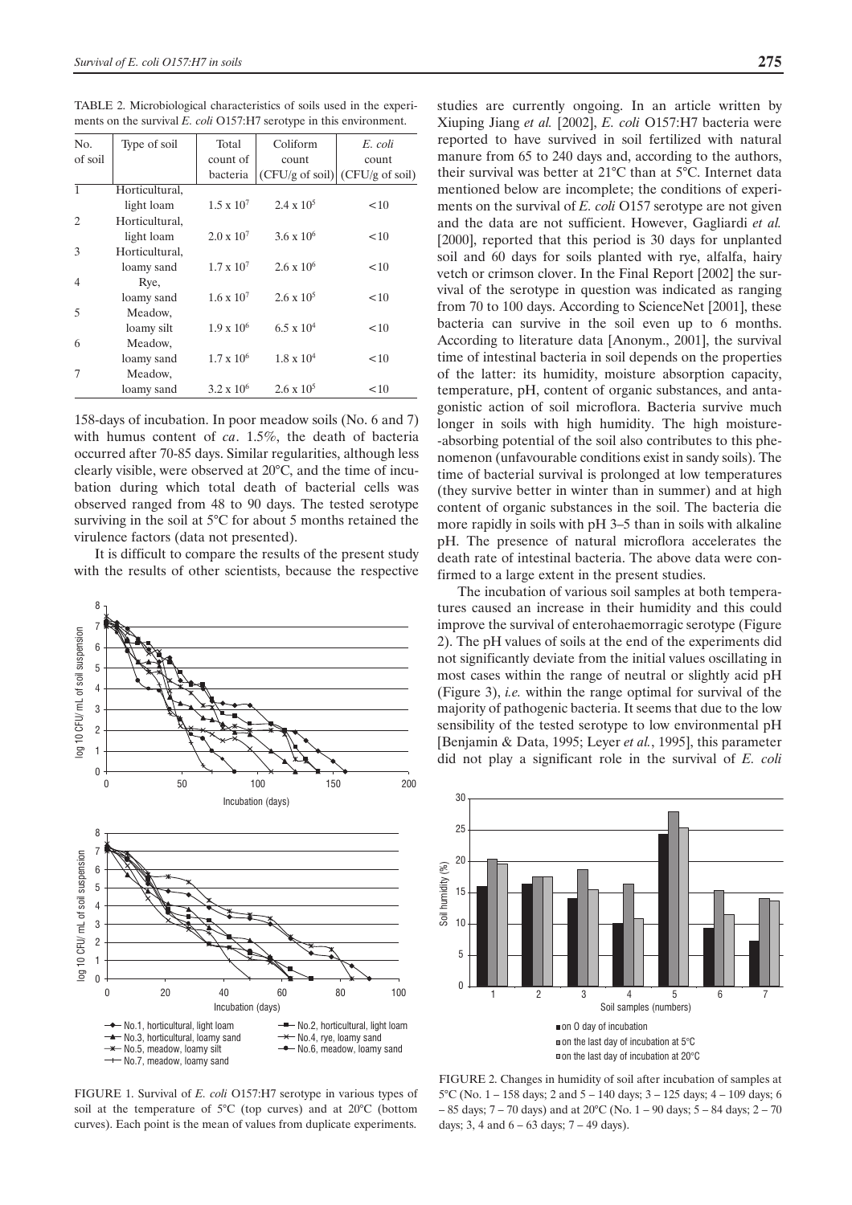TABLE 2. Microbiological characteristics of soils used in the experiments on the survival *E. coli* O157:H7 serotype in this environment.

| No. of soil | Type of soil | Total count of bacteria | Coliform count (CFU/g of soil) | *E. coli* count (CFU/g of soil) |
|---|---|---|---|---|
| 1 | Horticultural, light loam | $1.5 \times 10^7$ | $2.4 \times 10^5$ | <10 |
| 2 | Horticultural, light loam | $2.0 \times 10^7$ | $3.6 \times 10^6$ | <10 |
| 3 | Horticultural, loamy sand | $1.7 \times 10^7$ | $2.6 \times 10^6$ | <10 |
| 4 | Rye, loamy sand | $1.6 \times 10^7$ | $2.6 \times 10^5$ | <10 |
| 5 | Meadow, loamy silt | $1.9 \times 10^6$ | $6.5 \times 10^4$ | <10 |
| 6 | Meadow, loamy sand | $1.7 \times 10^6$ | $1.8 \times 10^4$ | <10 |
| 7 | Meadow, loamy sand | $3.2 \times 10^6$ | $2.6 \times 10^5$ | <10 |

158-days of incubation. In poor meadow soils (No. 6 and 7) with humus content of *ca*. 1.5%, the death of bacteria occurred after 70-85 days. Similar regularities, although less clearly visible, were observed at 20°C, and the time of incubation during which total death of bacterial cells was observed ranged from 48 to 90 days. The tested serotype surviving in the soil at 5°C for about 5 months retained the virulence factors (data not presented).

It is difficult to compare the results of the present study with the results of other scientists, because the respective studies are currently ongoing. In an article written by Xiuping Jiang *et al.* [2002], *E. coli* O157:H7 bacteria were reported to have survived in soil fertilized with natural manure from 65 to 240 days and, according to the authors, their survival was better at 21°C than at 5°C. Internet data mentioned below are incomplete; the conditions of experiments on the survival of *E. coli* O157 serotype are not given and the data are not sufficient. However, Gagliardi *et al.* [2000], reported that this period is 30 days for unplanted soil and 60 days for soils planted with rye, alfalfa, hairy vetch or crimson clover. In the Final Report [2002] the survival of the serotype in question was indicated as ranging from 70 to 100 days. According to ScienceNet [2001], these bacteria can survive in the soil even up to 6 months. According to literature data [Anonym., 2001], the survival time of intestinal bacteria in soil depends on the properties of the latter: its humidity, moisture absorption capacity, temperature, pH, content of organic substances, and antagonistic action of soil microflora. Bacteria survive much longer in soils with high humidity. The high moisture-absorbing potential of the soil also contributes to this phenomenon (unfavourable conditions exist in sandy soils). The time of bacterial survival is prolonged at low temperatures (they survive better in winter than in summer) and at high content of organic substances in the soil. The bacteria die more rapidly in soils with pH 3–5 than in soils with alkaline pH. The presence of natural microflora accelerates the death rate of intestinal bacteria. The above data were confirmed to a large extent in the present studies.

The incubation of various soil samples at both temperatures caused an increase in their humidity and this could improve the survival of enterohaemorragic serotype (Figure 2). The pH values of soils at the end of the experiments did not significantly deviate from the initial values oscillating in most cases within the range of neutral or slightly acid pH (Figure 3), *i.e.* within the range optimal for survival of the majority of pathogenic bacteria. It seems that due to the low sensibility of the tested serotype to low environmental pH [Benjamin & Data, 1995; Leyer *et al.*, 1995], this parameter did not play a significant role in the survival of *E. coli*

FIGURE 1. Survival of *E. coli* O157:H7 serotype in various types of soil at the temperature of 5°C (top curves) and at 20°C (bottom curves). Each point is the mean of values from duplicate experiments.

FIGURE 2. Changes in humidity of soil after incubation of samples at 5°C (No. 1 – 158 days; 2 and 5 – 140 days; 3 – 125 days; 4 – 109 days; 6 – 85 days; 7 – 70 days) and at 20°C (No. 1 – 90 days; 5 – 84 days; 2 – 70 days; 3, 4 and 6 – 63 days; 7 – 49 days).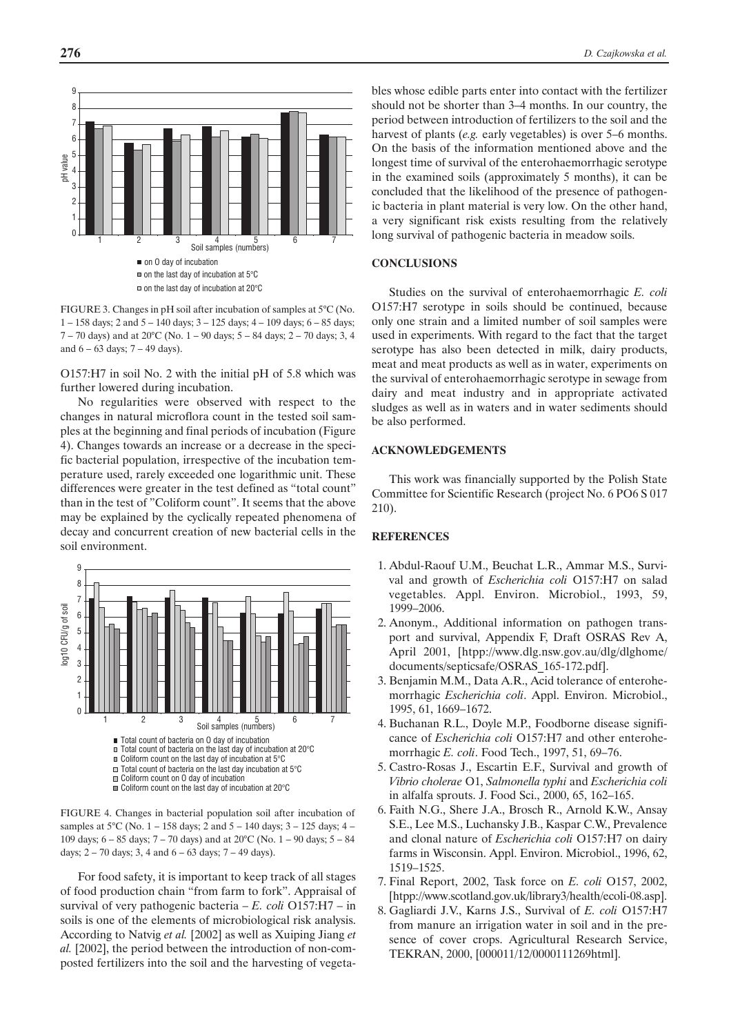FIGURE 3. Changes in pH soil after incubation of samples at 5°C (No. 1 – 158 days; 2 and 5 – 140 days; 3 – 125 days; 4 – 109 days; 6 – 85 days; 7 – 70 days) and at 20°C (No. 1 – 90 days; 5 – 84 days; 2 – 70 days; 3, 4 and 6 – 63 days; 7 – 49 days).

O157:H7 in soil No. 2 with the initial pH of 5.8 which was further lowered during incubation.

No regularities were observed with respect to the changes in natural microflora count in the tested soil samples at the beginning and final periods of incubation (Figure 4). Changes towards an increase or a decrease in the specific bacterial population, irrespective of the incubation temperature used, rarely exceeded one logarithmic unit. These differences were greater in the test defined as "total count" than in the test of "Coliform count". It seems that the above may be explained by the cyclically repeated phenomena of decay and concurrent creation of new bacterial cells in the soil environment.

FIGURE 4. Changes in bacterial population soil after incubation of samples at 5°C (No. 1 – 158 days; 2 and 5 – 140 days; 3 – 125 days; 4 – 109 days; 6 – 85 days; 7 – 70 days) and at 20°C (No. 1 – 90 days; 5 – 84 days; 2 – 70 days; 3, 4 and 6 – 63 days; 7 – 49 days).

For food safety, it is important to keep track of all stages of food production chain "from farm to fork". Appraisal of survival of very pathogenic bacteria – *E. coli* O157:H7 – in soils is one of the elements of microbiological risk analysis. According to Natvig *et al.* [2002] as well as Xuiping Jiang *et al.* [2002], the period between the introduction of non-composted fertilizers into the soil and the harvesting of vegetables whose edible parts enter into contact with the fertilizer should not be shorter than 3–4 months. In our country, the period between introduction of fertilizers to the soil and the harvest of plants (*e.g.* early vegetables) is over 5–6 months. On the basis of the information mentioned above and the longest time of survival of the enterohaemorrhagic serotype in the examined soils (approximately 5 months), it can be concluded that the likelihood of the presence of pathogenic bacteria in plant material is very low. On the other hand, a very significant risk exists resulting from the relatively long survival of pathogenic bacteria in meadow soils.

## CONCLUSIONS

Studies on the survival of enterohaemorrhagic *E. coli* O157:H7 serotype in soils should be continued, because only one strain and a limited number of soil samples were used in experiments. With regard to the fact that the target serotype has also been detected in milk, dairy products, meat and meat products as well as in water, experiments on the survival of enterohaemorrhagic serotype in sewage from dairy and meat industry and in appropriate activated sludges as well as in waters and in water sediments should be also performed.

## ACKNOWLEDGEMENTS

This work was financially supported by the Polish State Committee for Scientific Research (project No. 6 PO6 S 017 210).

## REFERENCES

1. Abdul-Raouf U.M., Beuchat L.R., Ammar M.S., Survival and growth of *Escherichia coli* O157:H7 on salad vegetables. Appl. Environ. Microbiol., 1993, 59, 1999–2006.
2. Anonym., Additional information on pathogen transport and survival, Appendix F, Draft OSRAS Rev A, April 2001, [htpp://www.dlg.nsw.gov.au/dlg/dlghome/documents/septicsafe/OSRAS_165-172.pdf].
3. Benjamin M.M., Data A.R., Acid tolerance of enterohemorrhagic *Escherichia coli*. Appl. Environ. Microbiol., 1995, 61, 1669–1672.
4. Buchanan R.L., Doyle M.P., Foodborne disease significance of *Escherichia coli* O157:H7 and other enterohemorrhagic *E. coli*. Food Tech., 1997, 51, 69–76.
5. Castro-Rosas J., Escartin E.F., Survival and growth of *Vibrio cholerae* O1, *Salmonella typhi* and *Escherichia coli* in alfalfa sprouts. J. Food Sci., 2000, 65, 162–165.
6. Faith N.G., Shere J.A., Brosch R., Arnold K.W., Ansay S.E., Lee M.S., Luchansky J.B., Kaspar C.W., Prevalence and clonal nature of *Escherichia coli* O157:H7 on dairy farms in Wisconsin. Appl. Environ. Microbiol., 1996, 62, 1519–1525.
7. Final Report, 2002, Task force on *E. coli* O157, 2002, [htpp://www.scotland.gov.uk/library3/health/ecoli-08.asp].
8. Gagliardi J.V., Karns J.S., Survival of *E. coli* O157:H7 from manure an irrigation water in soil and in the presence of cover crops. Agricultural Research Service, TEKRAN, 2000, [000011/12/0000111269html].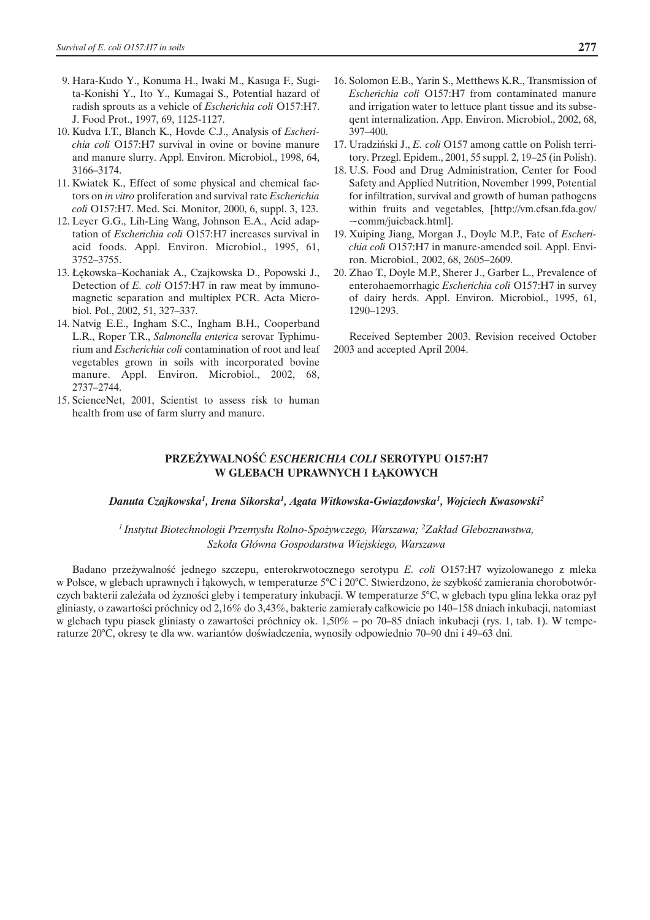9. Hara-Kudo Y., Konuma H., Iwaki M., Kasuga F., Sugita-Konishi Y., Ito Y., Kumagai S., Potential hazard of radish sprouts as a vehicle of *Escherichia coli* O157:H7. J. Food Prot., 1997, 69, 1125-1127.
10. Kudva I.T., Blanch K., Hovde C.J., Analysis of *Escherichia coli* O157:H7 survival in ovine or bovine manure and manure slurry. Appl. Environ. Microbiol., 1998, 64, 3166–3174.
11. Kwiatek K., Effect of some physical and chemical factors on *in vitro* proliferation and survival rate *Escherichia coli* O157:H7. Med. Sci. Monitor, 2000, 6, suppl. 3, 123.
12. Leyer G.G., Lih-Ling Wang, Johnson E.A., Acid adaptation of *Escherichia coli* O157:H7 increases survival in acid foods. Appl. Environ. Microbiol., 1995, 61, 3752–3755.
13. Łękowska–Kochaniak A., Czajkowska D., Popowski J., Detection of *E. coli* O157:H7 in raw meat by immunomagnetic separation and multiplex PCR. Acta Microbiol. Pol., 2002, 51, 327–337.
14. Natvig E.E., Ingham S.C., Ingham B.H., Cooperband L.R., Roper T.R., *Salmonella enterica* serovar Typhimurium and *Escherichia coli* contamination of root and leaf vegetables grown in soils with incorporated bovine manure. Appl. Environ. Microbiol., 2002, 68, 2737–2744.
15. ScienceNet, 2001, Scientist to assess risk to human health from use of farm slurry and manure.
16. Solomon E.B., Yarin S., Metthews K.R., Transmission of *Escherichia coli* O157:H7 from contaminated manure and irrigation water to lettuce plant tissue and its subseqent internalization. App. Environ. Microbiol., 2002, 68, 397–400.
17. Uradziński J., *E. coli* O157 among cattle on Polish territory. Przegl. Epidem., 2001, 55 suppl. 2, 19–25 (in Polish).
18. U.S. Food and Drug Administration, Center for Food Safety and Applied Nutrition, November 1999, Potential for infiltration, survival and growth of human pathogens within fruits and vegetables, [http://vm.cfsan.fda.gov/~comm/juicback.html].
19. Xuiping Jiang, Morgan J., Doyle M.P., Fate of *Escherichia coli* O157:H7 in manure-amended soil. Appl. Environ. Microbiol., 2002, 68, 2605–2609.
20. Zhao T., Doyle M.P., Sherer J., Garber L., Prevalence of enterohaemorrhagic *Escherichia coli* O157:H7 in survey of dairy herds. Appl. Environ. Microbiol., 1995, 61, 1290–1293.

Received September 2003. Revision received October 2003 and accepted April 2004.

## PRZEŻYWALNOŚĆ *ESCHERICHIA COLI* SEROTYPU O157:H7 W GLEBACH UPRAWNYCH I ŁĄKOWYCH

***Danuta Czajkowska[1], Irena Sikorska[1], Agata Witkowska-Gwiazdowska[1], Wojciech Kwasowski[2]***

*[1] Instytut Biotechnologii Przemysłu Rolno-Spożywczego, Warszawa; [2]Zakład Gleboznawstwa, Szkoła Główna Gospodarstwa Wiejskiego, Warszawa*

Badano przeżywalność jednego szczepu, enterokrwotocznego serotypu *E. coli* O157:H7 wyizolowanego z mleka w Polsce, w glebach uprawnych i łąkowych, w temperaturze 5°C i 20°C. Stwierdzono, że szybkość zamierania chorobotwórczych bakterii zależała od żyzności gleby i temperatury inkubacji. W temperaturze 5°C, w glebach typu glina lekka oraz pył gliniasty, o zawartości próchnicy od 2,16% do 3,43%, bakterie zamierały całkowicie po 140–158 dniach inkubacji, natomiast w glebach typu piasek gliniasty o zawartości próchnicy ok. 1,50% – po 70–85 dniach inkubacji (rys. 1, tab. 1). W temperaturze 20°C, okresy te dla ww. wariantów doświadczenia, wynosiły odpowiednio 70–90 dni i 49–63 dni.